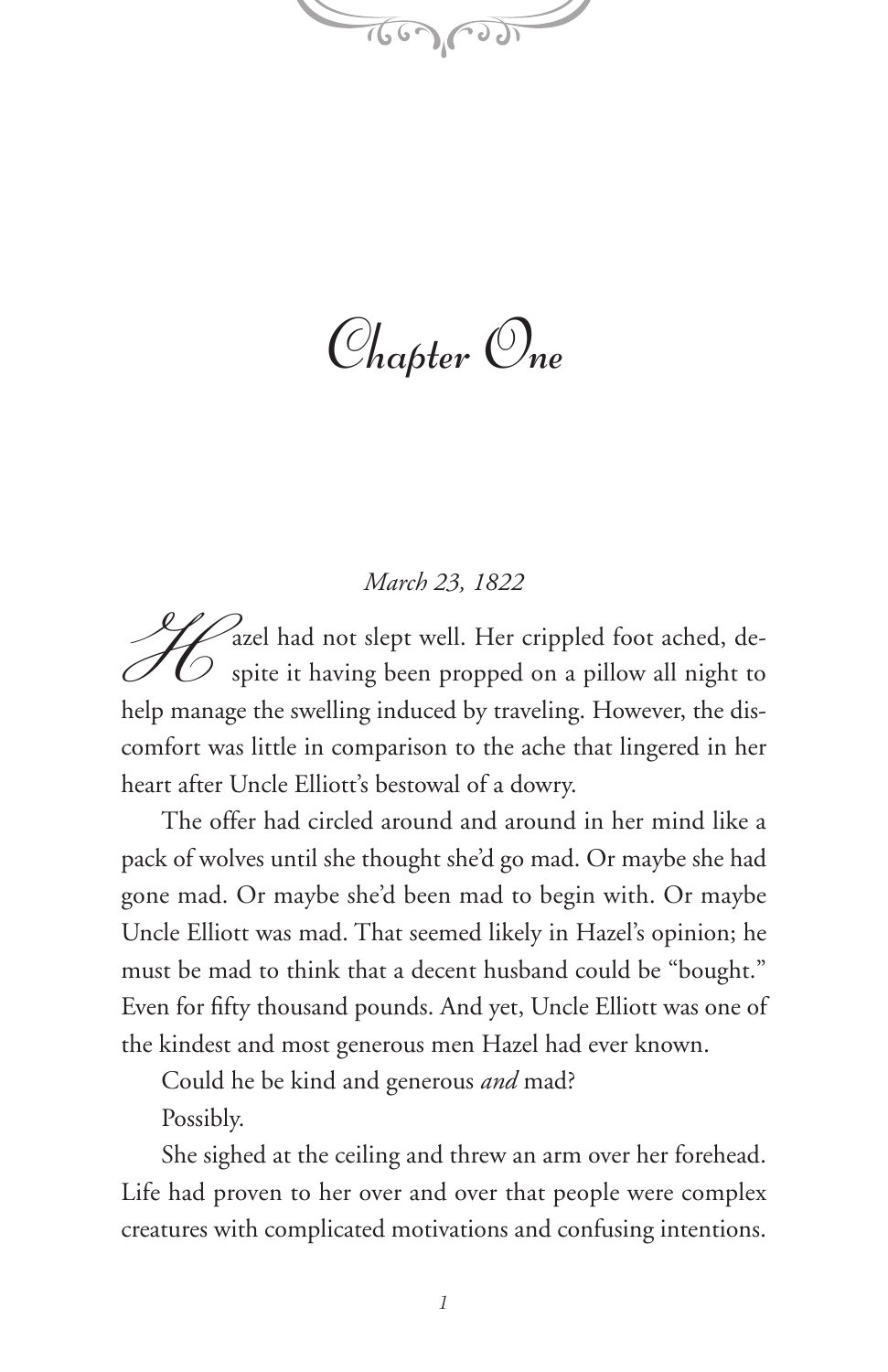# Chapter One

*March 23, 1822*

Hazel had not slept well. Her crippled foot ached, despite it having been propped on a pillow all night to help manage the swelling induced by traveling. However, the discomfort was little in comparison to the ache that lingered in her heart after Uncle Elliott's bestowal of a dowry.

The offer had circled around and around in her mind like a pack of wolves until she thought she'd go mad. Or maybe she had gone mad. Or maybe she'd been mad to begin with. Or maybe Uncle Elliott was mad. That seemed likely in Hazel's opinion; he must be mad to think that a decent husband could be "bought." Even for fifty thousand pounds. And yet, Uncle Elliott was one of the kindest and most generous men Hazel had ever known.

Could he be kind and generous *and* mad?

Possibly.

She sighed at the ceiling and threw an arm over her forehead. Life had proven to her over and over that people were complex creatures with complicated motivations and confusing intentions.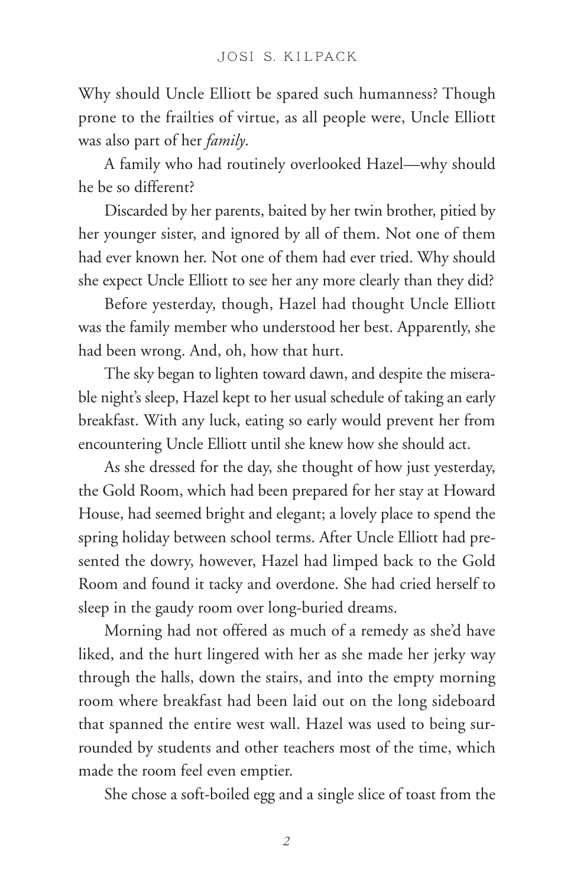Why should Uncle Elliott be spared such humanness? Though prone to the frailties of virtue, as all people were, Uncle Elliott was also part of her *family*.

A family who had routinely overlooked Hazel—why should he be so different?

Discarded by her parents, baited by her twin brother, pitied by her younger sister, and ignored by all of them. Not one of them had ever known her. Not one of them had ever tried. Why should she expect Uncle Elliott to see her any more clearly than they did?

Before yesterday, though, Hazel had thought Uncle Elliott was the family member who understood her best. Apparently, she had been wrong. And, oh, how that hurt.

The sky began to lighten toward dawn, and despite the miserable night's sleep, Hazel kept to her usual schedule of taking an early breakfast. With any luck, eating so early would prevent her from encountering Uncle Elliott until she knew how she should act.

As she dressed for the day, she thought of how just yesterday, the Gold Room, which had been prepared for her stay at Howard House, had seemed bright and elegant; a lovely place to spend the spring holiday between school terms. After Uncle Elliott had presented the dowry, however, Hazel had limped back to the Gold Room and found it tacky and overdone. She had cried herself to sleep in the gaudy room over long-buried dreams.

Morning had not offered as much of a remedy as she'd have liked, and the hurt lingered with her as she made her jerky way through the halls, down the stairs, and into the empty morning room where breakfast had been laid out on the long sideboard that spanned the entire west wall. Hazel was used to being surrounded by students and other teachers most of the time, which made the room feel even emptier.

She chose a soft-boiled egg and a single slice of toast from the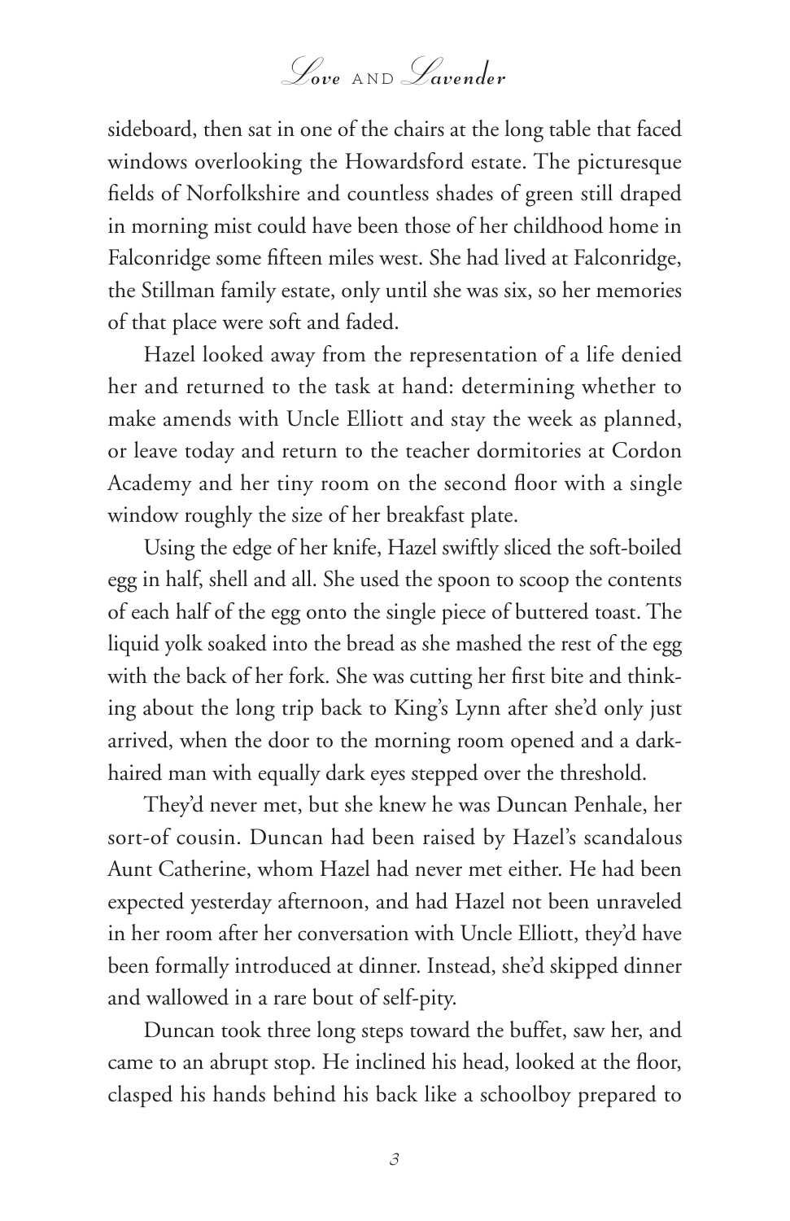sideboard, then sat in one of the chairs at the long table that faced windows overlooking the Howardsford estate. The picturesque fields of Norfolkshire and countless shades of green still draped in morning mist could have been those of her childhood home in Falconridge some fifteen miles west. She had lived at Falconridge, the Stillman family estate, only until she was six, so her memories of that place were soft and faded.

Hazel looked away from the representation of a life denied her and returned to the task at hand: determining whether to make amends with Uncle Elliott and stay the week as planned, or leave today and return to the teacher dormitories at Cordon Academy and her tiny room on the second floor with a single window roughly the size of her breakfast plate.

Using the edge of her knife, Hazel swiftly sliced the soft-boiled egg in half, shell and all. She used the spoon to scoop the contents of each half of the egg onto the single piece of buttered toast. The liquid yolk soaked into the bread as she mashed the rest of the egg with the back of her fork. She was cutting her first bite and thinking about the long trip back to King's Lynn after she'd only just arrived, when the door to the morning room opened and a dark-haired man with equally dark eyes stepped over the threshold.

They'd never met, but she knew he was Duncan Penhale, her sort-of cousin. Duncan had been raised by Hazel's scandalous Aunt Catherine, whom Hazel had never met either. He had been expected yesterday afternoon, and had Hazel not been unraveled in her room after her conversation with Uncle Elliott, they'd have been formally introduced at dinner. Instead, she'd skipped dinner and wallowed in a rare bout of self-pity.

Duncan took three long steps toward the buffet, saw her, and came to an abrupt stop. He inclined his head, looked at the floor, clasped his hands behind his back like a schoolboy prepared to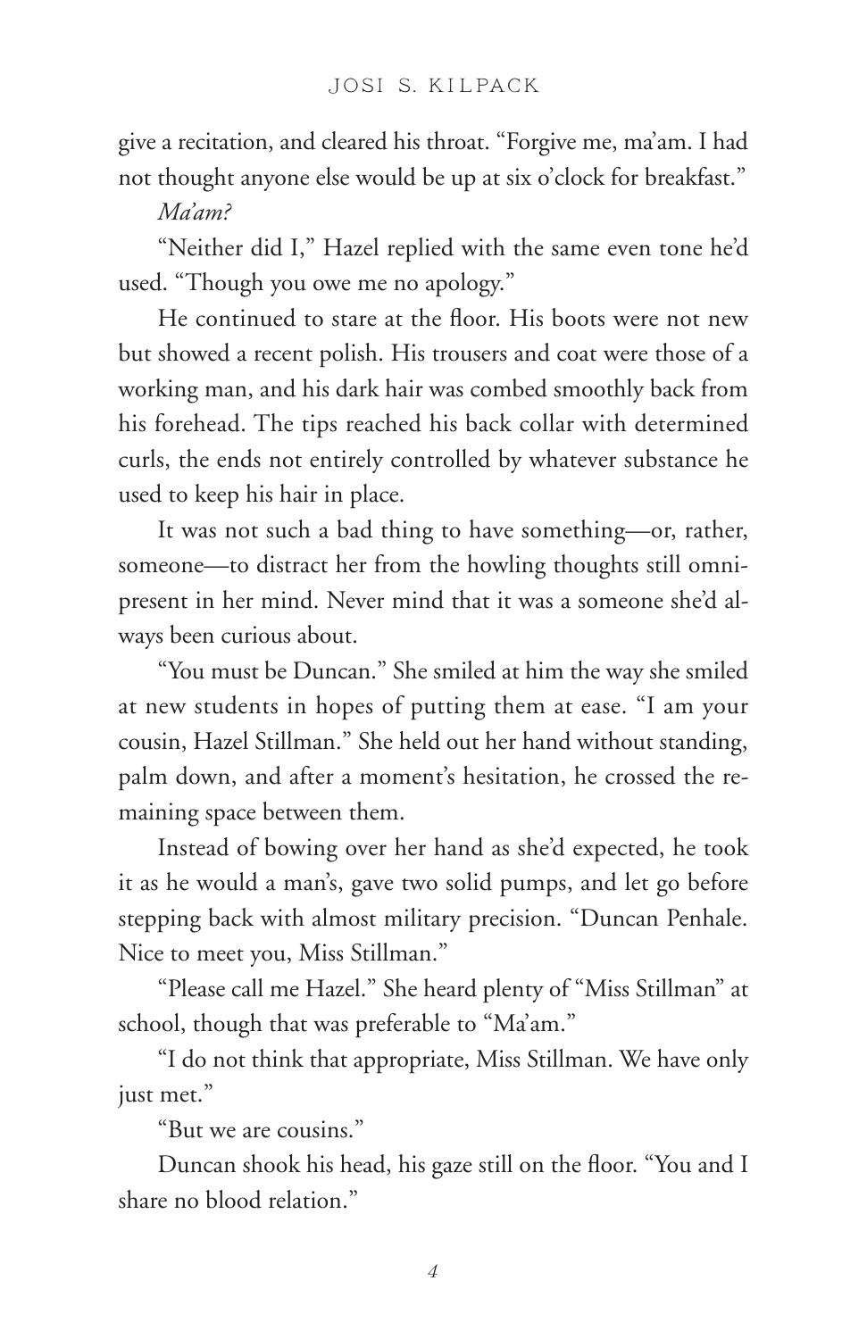give a recitation, and cleared his throat. "Forgive me, ma'am. I had not thought anyone else would be up at six o'clock for breakfast."

*Ma'am?*

"Neither did I," Hazel replied with the same even tone he'd used. "Though you owe me no apology."

He continued to stare at the floor. His boots were not new but showed a recent polish. His trousers and coat were those of a working man, and his dark hair was combed smoothly back from his forehead. The tips reached his back collar with determined curls, the ends not entirely controlled by whatever substance he used to keep his hair in place.

It was not such a bad thing to have something—or, rather, someone—to distract her from the howling thoughts still omnipresent in her mind. Never mind that it was a someone she'd always been curious about.

"You must be Duncan." She smiled at him the way she smiled at new students in hopes of putting them at ease. "I am your cousin, Hazel Stillman." She held out her hand without standing, palm down, and after a moment's hesitation, he crossed the remaining space between them.

Instead of bowing over her hand as she'd expected, he took it as he would a man's, gave two solid pumps, and let go before stepping back with almost military precision. "Duncan Penhale. Nice to meet you, Miss Stillman."

"Please call me Hazel." She heard plenty of "Miss Stillman" at school, though that was preferable to "Ma'am."

"I do not think that appropriate, Miss Stillman. We have only just met."

"But we are cousins."

Duncan shook his head, his gaze still on the floor. "You and I share no blood relation."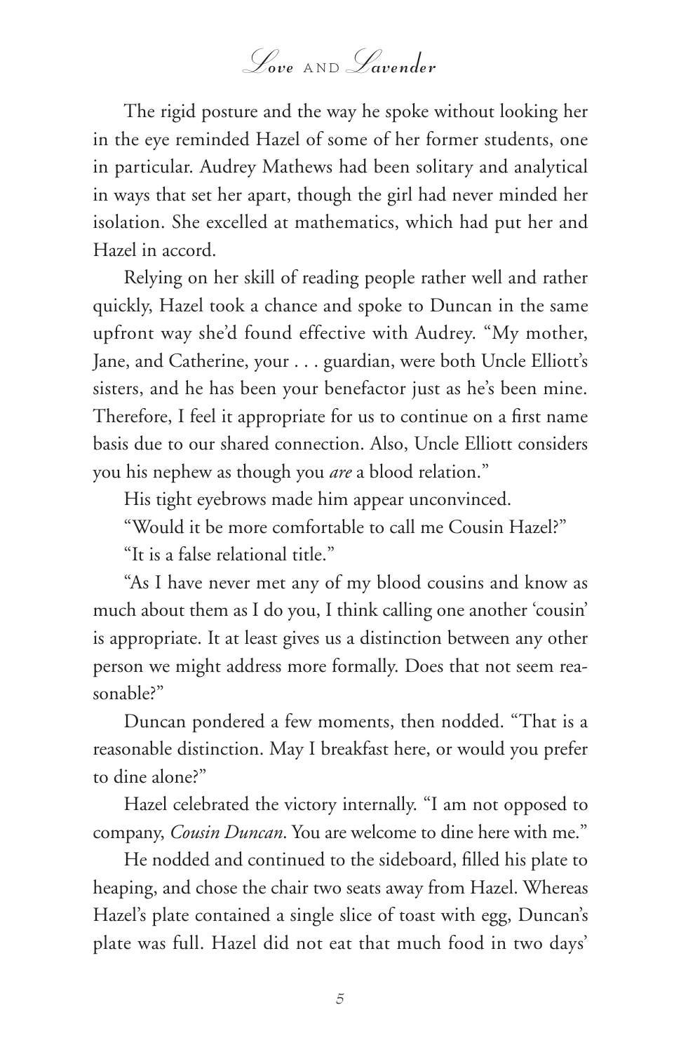The rigid posture and the way he spoke without looking her in the eye reminded Hazel of some of her former students, one in particular. Audrey Mathews had been solitary and analytical in ways that set her apart, though the girl had never minded her isolation. She excelled at mathematics, which had put her and Hazel in accord.

Relying on her skill of reading people rather well and rather quickly, Hazel took a chance and spoke to Duncan in the same upfront way she'd found effective with Audrey. "My mother, Jane, and Catherine, your . . . guardian, were both Uncle Elliott's sisters, and he has been your benefactor just as he's been mine. Therefore, I feel it appropriate for us to continue on a first name basis due to our shared connection. Also, Uncle Elliott considers you his nephew as though you *are* a blood relation."

His tight eyebrows made him appear unconvinced.

"Would it be more comfortable to call me Cousin Hazel?"

"It is a false relational title."

"As I have never met any of my blood cousins and know as much about them as I do you, I think calling one another 'cousin' is appropriate. It at least gives us a distinction between any other person we might address more formally. Does that not seem reasonable?"

Duncan pondered a few moments, then nodded. "That is a reasonable distinction. May I breakfast here, or would you prefer to dine alone?"

Hazel celebrated the victory internally. "I am not opposed to company, *Cousin Duncan*. You are welcome to dine here with me."

He nodded and continued to the sideboard, filled his plate to heaping, and chose the chair two seats away from Hazel. Whereas Hazel's plate contained a single slice of toast with egg, Duncan's plate was full. Hazel did not eat that much food in two days'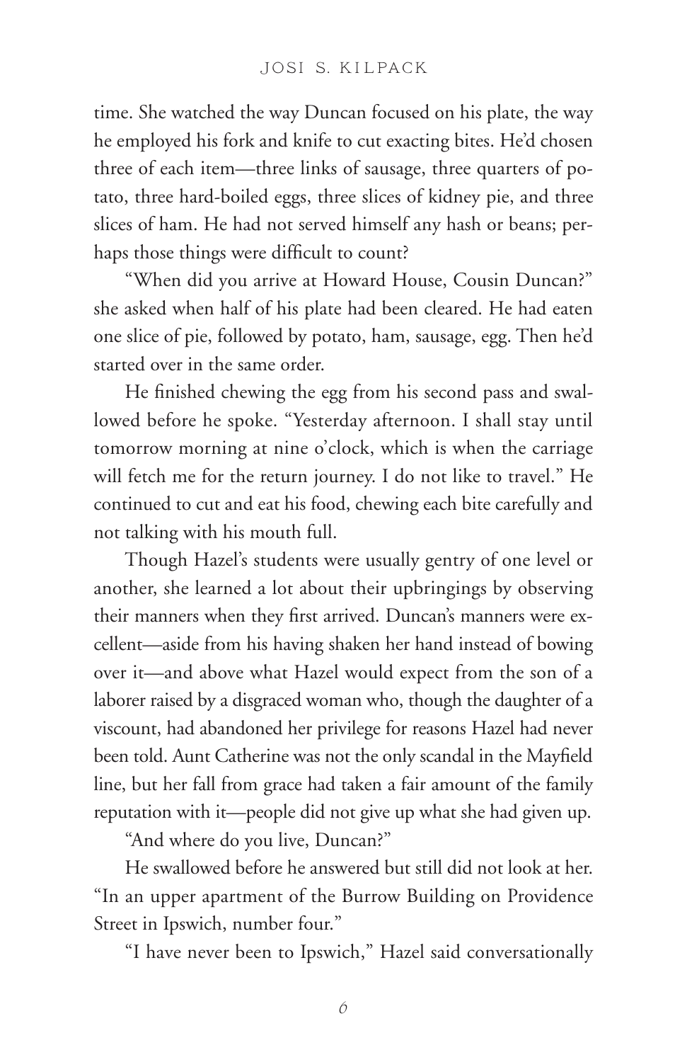time. She watched the way Duncan focused on his plate, the way he employed his fork and knife to cut exacting bites. He'd chosen three of each item—three links of sausage, three quarters of potato, three hard-boiled eggs, three slices of kidney pie, and three slices of ham. He had not served himself any hash or beans; perhaps those things were difficult to count?

"When did you arrive at Howard House, Cousin Duncan?" she asked when half of his plate had been cleared. He had eaten one slice of pie, followed by potato, ham, sausage, egg. Then he'd started over in the same order.

He finished chewing the egg from his second pass and swallowed before he spoke. "Yesterday afternoon. I shall stay until tomorrow morning at nine o'clock, which is when the carriage will fetch me for the return journey. I do not like to travel." He continued to cut and eat his food, chewing each bite carefully and not talking with his mouth full.

Though Hazel's students were usually gentry of one level or another, she learned a lot about their upbringings by observing their manners when they first arrived. Duncan's manners were excellent—aside from his having shaken her hand instead of bowing over it—and above what Hazel would expect from the son of a laborer raised by a disgraced woman who, though the daughter of a viscount, had abandoned her privilege for reasons Hazel had never been told. Aunt Catherine was not the only scandal in the Mayfield line, but her fall from grace had taken a fair amount of the family reputation with it—people did not give up what she had given up.

"And where do you live, Duncan?"

He swallowed before he answered but still did not look at her. "In an upper apartment of the Burrow Building on Providence Street in Ipswich, number four."

"I have never been to Ipswich," Hazel said conversationally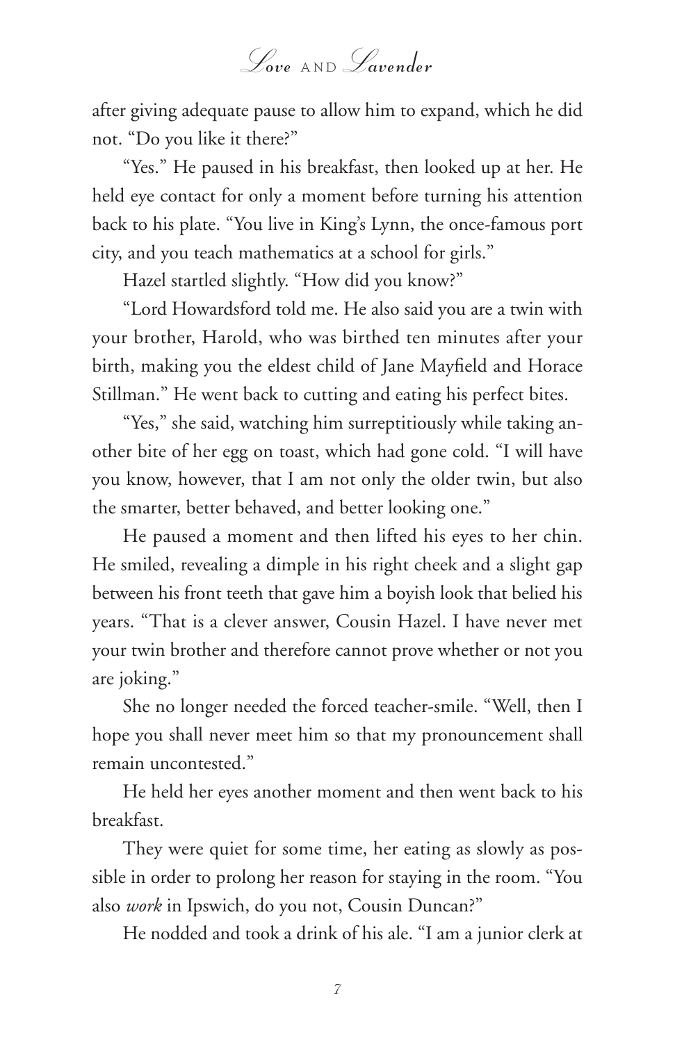after giving adequate pause to allow him to expand, which he did not. "Do you like it there?"

"Yes." He paused in his breakfast, then looked up at her. He held eye contact for only a moment before turning his attention back to his plate. "You live in King's Lynn, the once-famous port city, and you teach mathematics at a school for girls."

Hazel startled slightly. "How did you know?"

"Lord Howardsford told me. He also said you are a twin with your brother, Harold, who was birthed ten minutes after your birth, making you the eldest child of Jane Mayfield and Horace Stillman." He went back to cutting and eating his perfect bites.

"Yes," she said, watching him surreptitiously while taking another bite of her egg on toast, which had gone cold. "I will have you know, however, that I am not only the older twin, but also the smarter, better behaved, and better looking one."

He paused a moment and then lifted his eyes to her chin. He smiled, revealing a dimple in his right cheek and a slight gap between his front teeth that gave him a boyish look that belied his years. "That is a clever answer, Cousin Hazel. I have never met your twin brother and therefore cannot prove whether or not you are joking."

She no longer needed the forced teacher-smile. "Well, then I hope you shall never meet him so that my pronouncement shall remain uncontested."

He held her eyes another moment and then went back to his breakfast.

They were quiet for some time, her eating as slowly as possible in order to prolong her reason for staying in the room. "You also *work* in Ipswich, do you not, Cousin Duncan?"

He nodded and took a drink of his ale. "I am a junior clerk at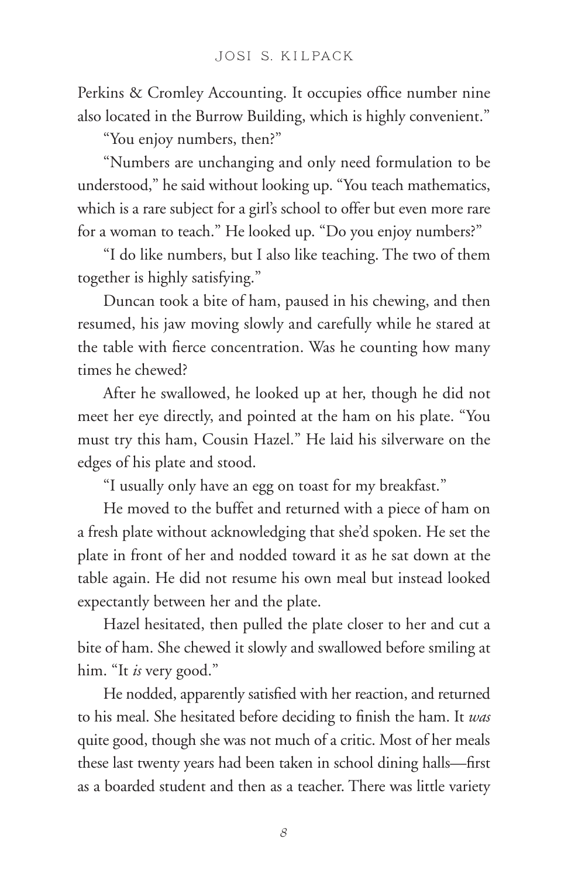Perkins & Cromley Accounting. It occupies office number nine also located in the Burrow Building, which is highly convenient."

"You enjoy numbers, then?"

"Numbers are unchanging and only need formulation to be understood," he said without looking up. "You teach mathematics, which is a rare subject for a girl's school to offer but even more rare for a woman to teach." He looked up. "Do you enjoy numbers?"

"I do like numbers, but I also like teaching. The two of them together is highly satisfying."

Duncan took a bite of ham, paused in his chewing, and then resumed, his jaw moving slowly and carefully while he stared at the table with fierce concentration. Was he counting how many times he chewed?

After he swallowed, he looked up at her, though he did not meet her eye directly, and pointed at the ham on his plate. "You must try this ham, Cousin Hazel." He laid his silverware on the edges of his plate and stood.

"I usually only have an egg on toast for my breakfast."

He moved to the buffet and returned with a piece of ham on a fresh plate without acknowledging that she'd spoken. He set the plate in front of her and nodded toward it as he sat down at the table again. He did not resume his own meal but instead looked expectantly between her and the plate.

Hazel hesitated, then pulled the plate closer to her and cut a bite of ham. She chewed it slowly and swallowed before smiling at him. "It *is* very good."

He nodded, apparently satisfied with her reaction, and returned to his meal. She hesitated before deciding to finish the ham. It *was* quite good, though she was not much of a critic. Most of her meals these last twenty years had been taken in school dining halls—first as a boarded student and then as a teacher. There was little variety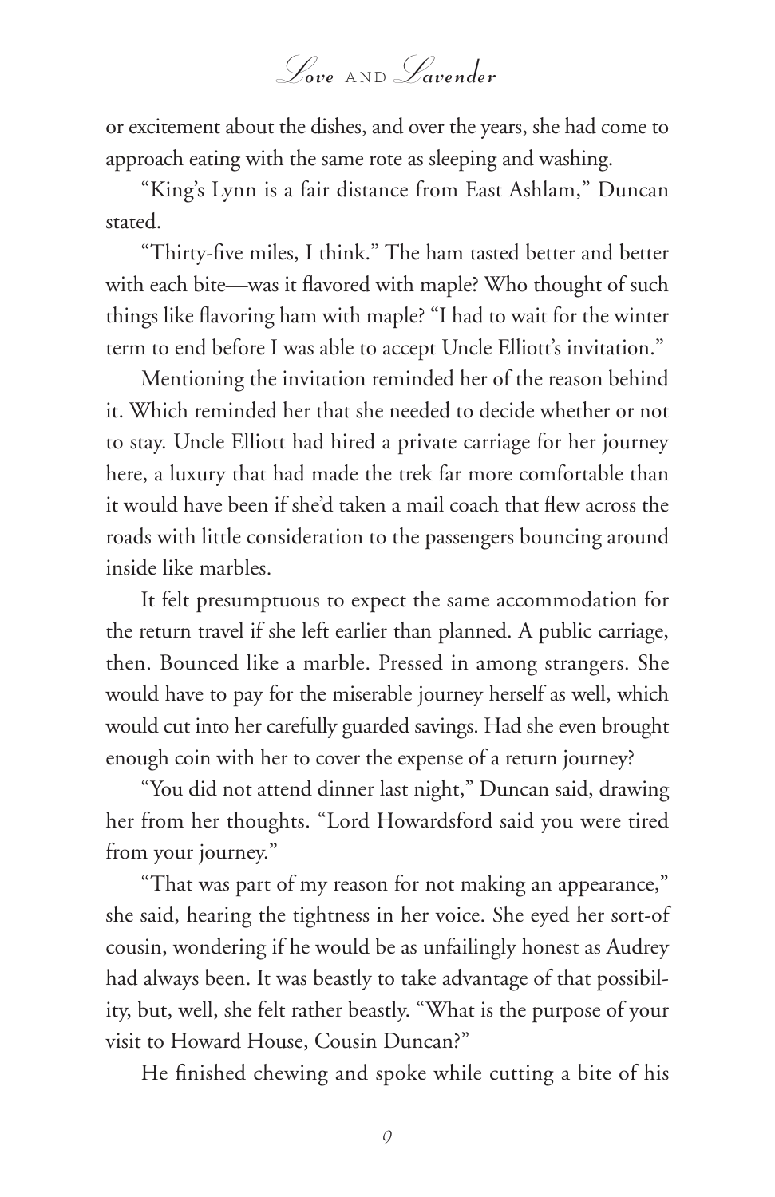or excitement about the dishes, and over the years, she had come to approach eating with the same rote as sleeping and washing.

"King's Lynn is a fair distance from East Ashlam," Duncan stated.

"Thirty-five miles, I think." The ham tasted better and better with each bite—was it flavored with maple? Who thought of such things like flavoring ham with maple? "I had to wait for the winter term to end before I was able to accept Uncle Elliott's invitation."

Mentioning the invitation reminded her of the reason behind it. Which reminded her that she needed to decide whether or not to stay. Uncle Elliott had hired a private carriage for her journey here, a luxury that had made the trek far more comfortable than it would have been if she'd taken a mail coach that flew across the roads with little consideration to the passengers bouncing around inside like marbles.

It felt presumptuous to expect the same accommodation for the return travel if she left earlier than planned. A public carriage, then. Bounced like a marble. Pressed in among strangers. She would have to pay for the miserable journey herself as well, which would cut into her carefully guarded savings. Had she even brought enough coin with her to cover the expense of a return journey?

"You did not attend dinner last night," Duncan said, drawing her from her thoughts. "Lord Howardsford said you were tired from your journey."

"That was part of my reason for not making an appearance," she said, hearing the tightness in her voice. She eyed her sort-of cousin, wondering if he would be as unfailingly honest as Audrey had always been. It was beastly to take advantage of that possibility, but, well, she felt rather beastly. "What is the purpose of your visit to Howard House, Cousin Duncan?"

He finished chewing and spoke while cutting a bite of his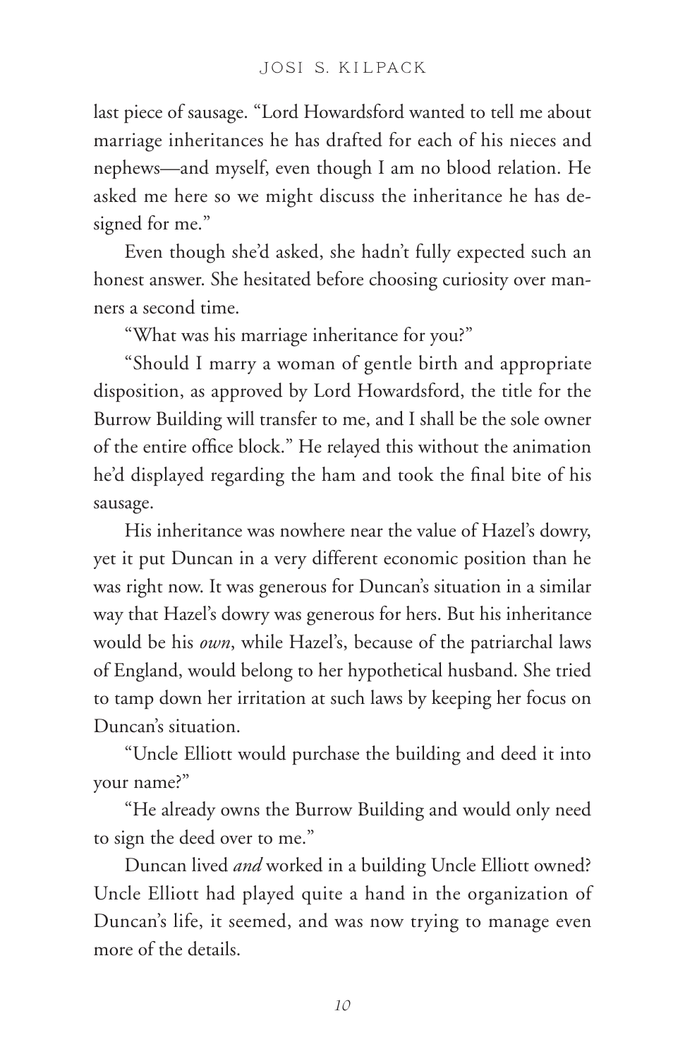last piece of sausage. "Lord Howardsford wanted to tell me about marriage inheritances he has drafted for each of his nieces and nephews—and myself, even though I am no blood relation. He asked me here so we might discuss the inheritance he has designed for me."

Even though she'd asked, she hadn't fully expected such an honest answer. She hesitated before choosing curiosity over manners a second time.

"What was his marriage inheritance for you?"

"Should I marry a woman of gentle birth and appropriate disposition, as approved by Lord Howardsford, the title for the Burrow Building will transfer to me, and I shall be the sole owner of the entire office block." He relayed this without the animation he'd displayed regarding the ham and took the final bite of his sausage.

His inheritance was nowhere near the value of Hazel's dowry, yet it put Duncan in a very different economic position than he was right now. It was generous for Duncan's situation in a similar way that Hazel's dowry was generous for hers. But his inheritance would be his *own*, while Hazel's, because of the patriarchal laws of England, would belong to her hypothetical husband. She tried to tamp down her irritation at such laws by keeping her focus on Duncan's situation.

"Uncle Elliott would purchase the building and deed it into your name?"

"He already owns the Burrow Building and would only need to sign the deed over to me."

Duncan lived *and* worked in a building Uncle Elliott owned? Uncle Elliott had played quite a hand in the organization of Duncan's life, it seemed, and was now trying to manage even more of the details.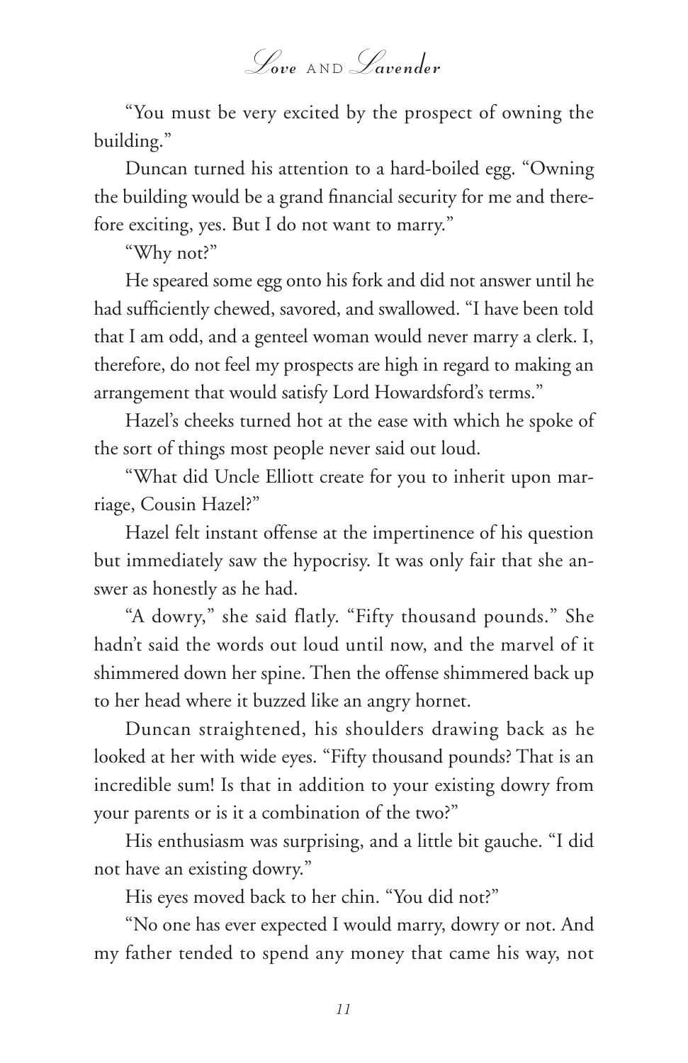"You must be very excited by the prospect of owning the building."

Duncan turned his attention to a hard-boiled egg. "Owning the building would be a grand financial security for me and therefore exciting, yes. But I do not want to marry."

"Why not?"

He speared some egg onto his fork and did not answer until he had sufficiently chewed, savored, and swallowed. "I have been told that I am odd, and a genteel woman would never marry a clerk. I, therefore, do not feel my prospects are high in regard to making an arrangement that would satisfy Lord Howardsford's terms."

Hazel's cheeks turned hot at the ease with which he spoke of the sort of things most people never said out loud.

"What did Uncle Elliott create for you to inherit upon marriage, Cousin Hazel?"

Hazel felt instant offense at the impertinence of his question but immediately saw the hypocrisy. It was only fair that she answer as honestly as he had.

"A dowry," she said flatly. "Fifty thousand pounds." She hadn't said the words out loud until now, and the marvel of it shimmered down her spine. Then the offense shimmered back up to her head where it buzzed like an angry hornet.

Duncan straightened, his shoulders drawing back as he looked at her with wide eyes. "Fifty thousand pounds? That is an incredible sum! Is that in addition to your existing dowry from your parents or is it a combination of the two?"

His enthusiasm was surprising, and a little bit gauche. "I did not have an existing dowry."

His eyes moved back to her chin. "You did not?"

"No one has ever expected I would marry, dowry or not. And my father tended to spend any money that came his way, not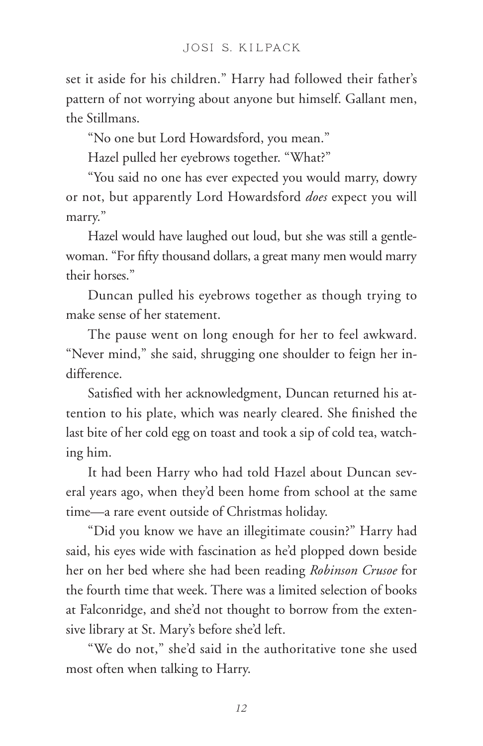set it aside for his children." Harry had followed their father's pattern of not worrying about anyone but himself. Gallant men, the Stillmans.

"No one but Lord Howardsford, you mean."

Hazel pulled her eyebrows together. "What?"

"You said no one has ever expected you would marry, dowry or not, but apparently Lord Howardsford *does* expect you will marry."

Hazel would have laughed out loud, but she was still a gentlewoman. "For fifty thousand dollars, a great many men would marry their horses."

Duncan pulled his eyebrows together as though trying to make sense of her statement.

The pause went on long enough for her to feel awkward. "Never mind," she said, shrugging one shoulder to feign her indifference.

Satisfied with her acknowledgment, Duncan returned his attention to his plate, which was nearly cleared. She finished the last bite of her cold egg on toast and took a sip of cold tea, watching him.

It had been Harry who had told Hazel about Duncan several years ago, when they'd been home from school at the same time—a rare event outside of Christmas holiday.

"Did you know we have an illegitimate cousin?" Harry had said, his eyes wide with fascination as he'd plopped down beside her on her bed where she had been reading *Robinson Crusoe* for the fourth time that week. There was a limited selection of books at Falconridge, and she'd not thought to borrow from the extensive library at St. Mary's before she'd left.

"We do not," she'd said in the authoritative tone she used most often when talking to Harry.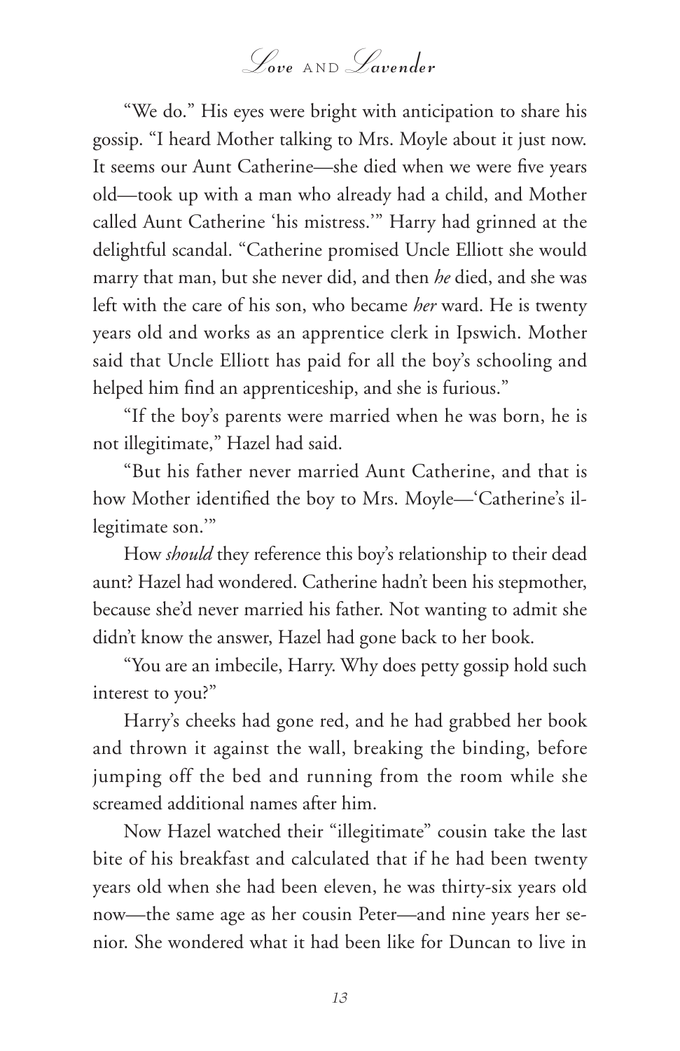"We do." His eyes were bright with anticipation to share his gossip. "I heard Mother talking to Mrs. Moyle about it just now. It seems our Aunt Catherine—she died when we were five years old—took up with a man who already had a child, and Mother called Aunt Catherine 'his mistress.'" Harry had grinned at the delightful scandal. "Catherine promised Uncle Elliott she would marry that man, but she never did, and then *he* died, and she was left with the care of his son, who became *her* ward. He is twenty years old and works as an apprentice clerk in Ipswich. Mother said that Uncle Elliott has paid for all the boy's schooling and helped him find an apprenticeship, and she is furious."

"If the boy's parents were married when he was born, he is not illegitimate," Hazel had said.

"But his father never married Aunt Catherine, and that is how Mother identified the boy to Mrs. Moyle—'Catherine's illegitimate son.'"

How *should* they reference this boy's relationship to their dead aunt? Hazel had wondered. Catherine hadn't been his stepmother, because she'd never married his father. Not wanting to admit she didn't know the answer, Hazel had gone back to her book.

"You are an imbecile, Harry. Why does petty gossip hold such interest to you?"

Harry's cheeks had gone red, and he had grabbed her book and thrown it against the wall, breaking the binding, before jumping off the bed and running from the room while she screamed additional names after him.

Now Hazel watched their "illegitimate" cousin take the last bite of his breakfast and calculated that if he had been twenty years old when she had been eleven, he was thirty-six years old now—the same age as her cousin Peter—and nine years her senior. She wondered what it had been like for Duncan to live in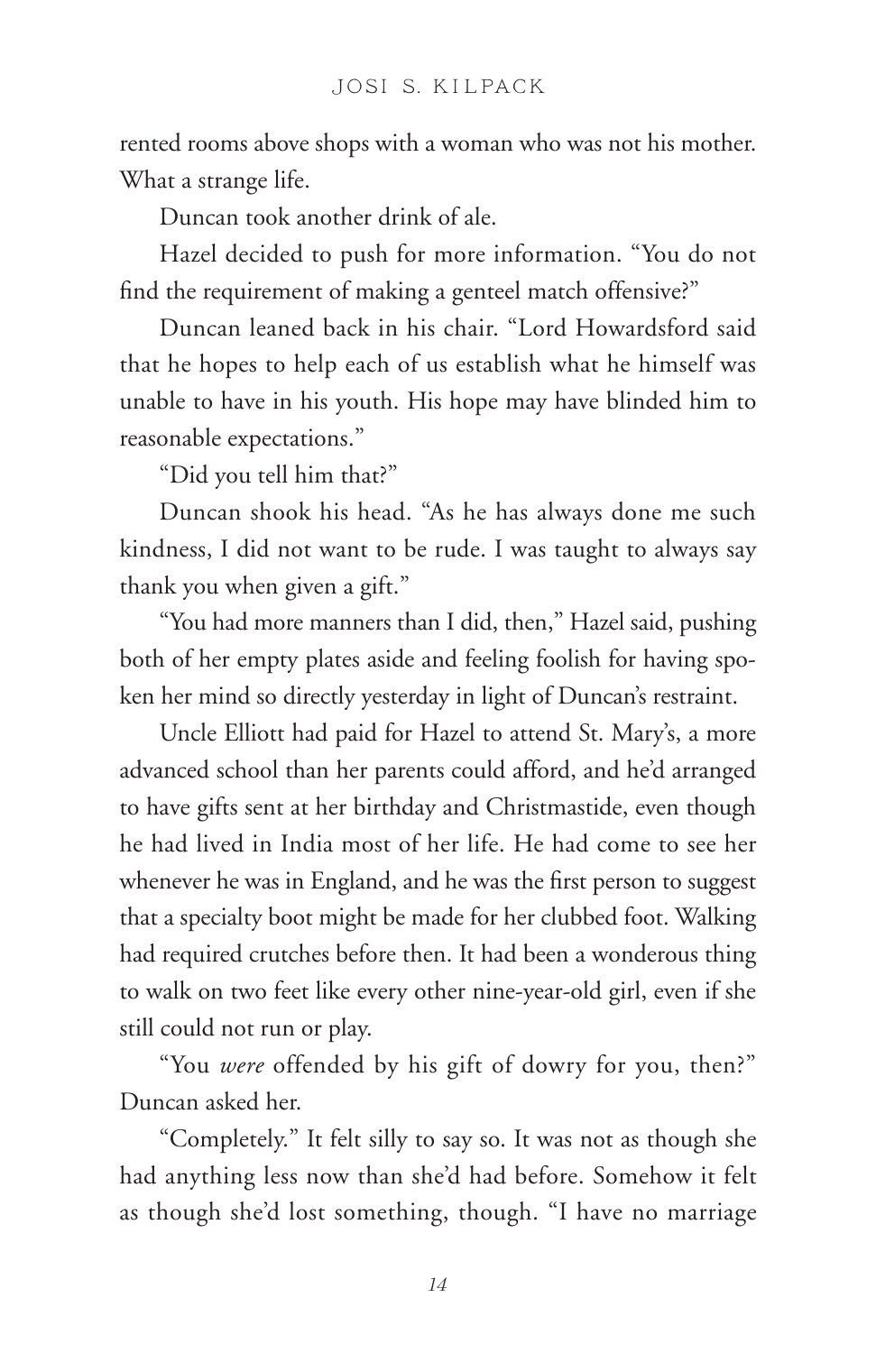rented rooms above shops with a woman who was not his mother. What a strange life.

Duncan took another drink of ale.

Hazel decided to push for more information. "You do not find the requirement of making a genteel match offensive?"

Duncan leaned back in his chair. "Lord Howardsford said that he hopes to help each of us establish what he himself was unable to have in his youth. His hope may have blinded him to reasonable expectations."

"Did you tell him that?"

Duncan shook his head. "As he has always done me such kindness, I did not want to be rude. I was taught to always say thank you when given a gift."

"You had more manners than I did, then," Hazel said, pushing both of her empty plates aside and feeling foolish for having spoken her mind so directly yesterday in light of Duncan's restraint.

Uncle Elliott had paid for Hazel to attend St. Mary's, a more advanced school than her parents could afford, and he'd arranged to have gifts sent at her birthday and Christmastide, even though he had lived in India most of her life. He had come to see her whenever he was in England, and he was the first person to suggest that a specialty boot might be made for her clubbed foot. Walking had required crutches before then. It had been a wonderous thing to walk on two feet like every other nine-year-old girl, even if she still could not run or play.

"You *were* offended by his gift of dowry for you, then?" Duncan asked her.

"Completely." It felt silly to say so. It was not as though she had anything less now than she'd had before. Somehow it felt as though she'd lost something, though. "I have no marriage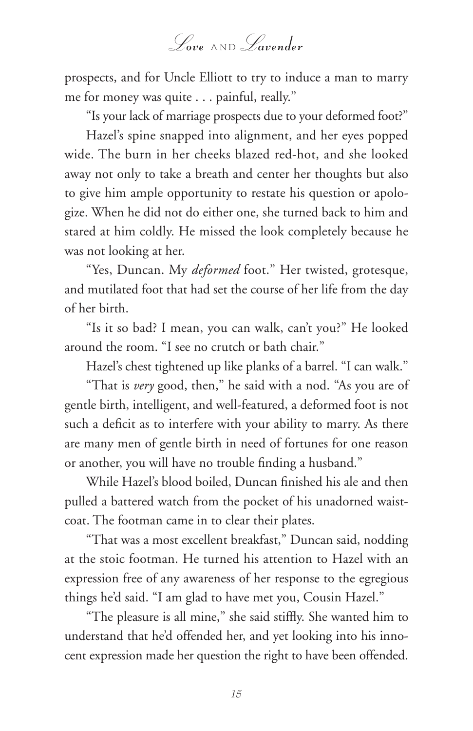prospects, and for Uncle Elliott to try to induce a man to marry me for money was quite . . . painful, really."

"Is your lack of marriage prospects due to your deformed foot?"

Hazel's spine snapped into alignment, and her eyes popped wide. The burn in her cheeks blazed red-hot, and she looked away not only to take a breath and center her thoughts but also to give him ample opportunity to restate his question or apologize. When he did not do either one, she turned back to him and stared at him coldly. He missed the look completely because he was not looking at her.

"Yes, Duncan. My *deformed* foot." Her twisted, grotesque, and mutilated foot that had set the course of her life from the day of her birth.

"Is it so bad? I mean, you can walk, can't you?" He looked around the room. "I see no crutch or bath chair."

Hazel's chest tightened up like planks of a barrel. "I can walk."

"That is *very* good, then," he said with a nod. "As you are of gentle birth, intelligent, and well-featured, a deformed foot is not such a deficit as to interfere with your ability to marry. As there are many men of gentle birth in need of fortunes for one reason or another, you will have no trouble finding a husband."

While Hazel's blood boiled, Duncan finished his ale and then pulled a battered watch from the pocket of his unadorned waistcoat. The footman came in to clear their plates.

"That was a most excellent breakfast," Duncan said, nodding at the stoic footman. He turned his attention to Hazel with an expression free of any awareness of her response to the egregious things he'd said. "I am glad to have met you, Cousin Hazel."

"The pleasure is all mine," she said stiffly. She wanted him to understand that he'd offended her, and yet looking into his innocent expression made her question the right to have been offended.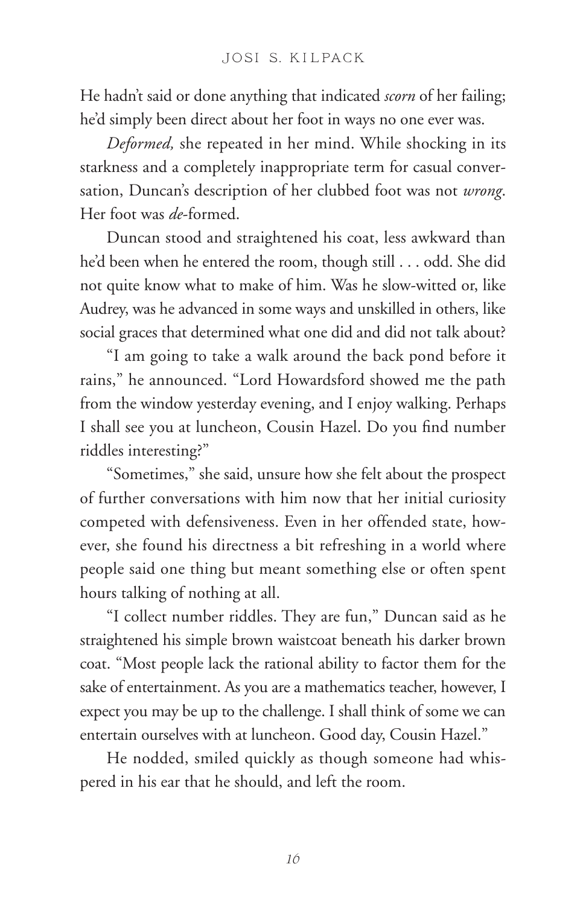He hadn't said or done anything that indicated *scorn* of her failing; he'd simply been direct about her foot in ways no one ever was.

*Deformed,* she repeated in her mind. While shocking in its starkness and a completely inappropriate term for casual conversation, Duncan's description of her clubbed foot was not *wrong*. Her foot was *de*-formed.

Duncan stood and straightened his coat, less awkward than he'd been when he entered the room, though still . . . odd. She did not quite know what to make of him. Was he slow-witted or, like Audrey, was he advanced in some ways and unskilled in others, like social graces that determined what one did and did not talk about?

"I am going to take a walk around the back pond before it rains," he announced. "Lord Howardsford showed me the path from the window yesterday evening, and I enjoy walking. Perhaps I shall see you at luncheon, Cousin Hazel. Do you find number riddles interesting?"

"Sometimes," she said, unsure how she felt about the prospect of further conversations with him now that her initial curiosity competed with defensiveness. Even in her offended state, however, she found his directness a bit refreshing in a world where people said one thing but meant something else or often spent hours talking of nothing at all.

"I collect number riddles. They are fun," Duncan said as he straightened his simple brown waistcoat beneath his darker brown coat. "Most people lack the rational ability to factor them for the sake of entertainment. As you are a mathematics teacher, however, I expect you may be up to the challenge. I shall think of some we can entertain ourselves with at luncheon. Good day, Cousin Hazel."

He nodded, smiled quickly as though someone had whispered in his ear that he should, and left the room.